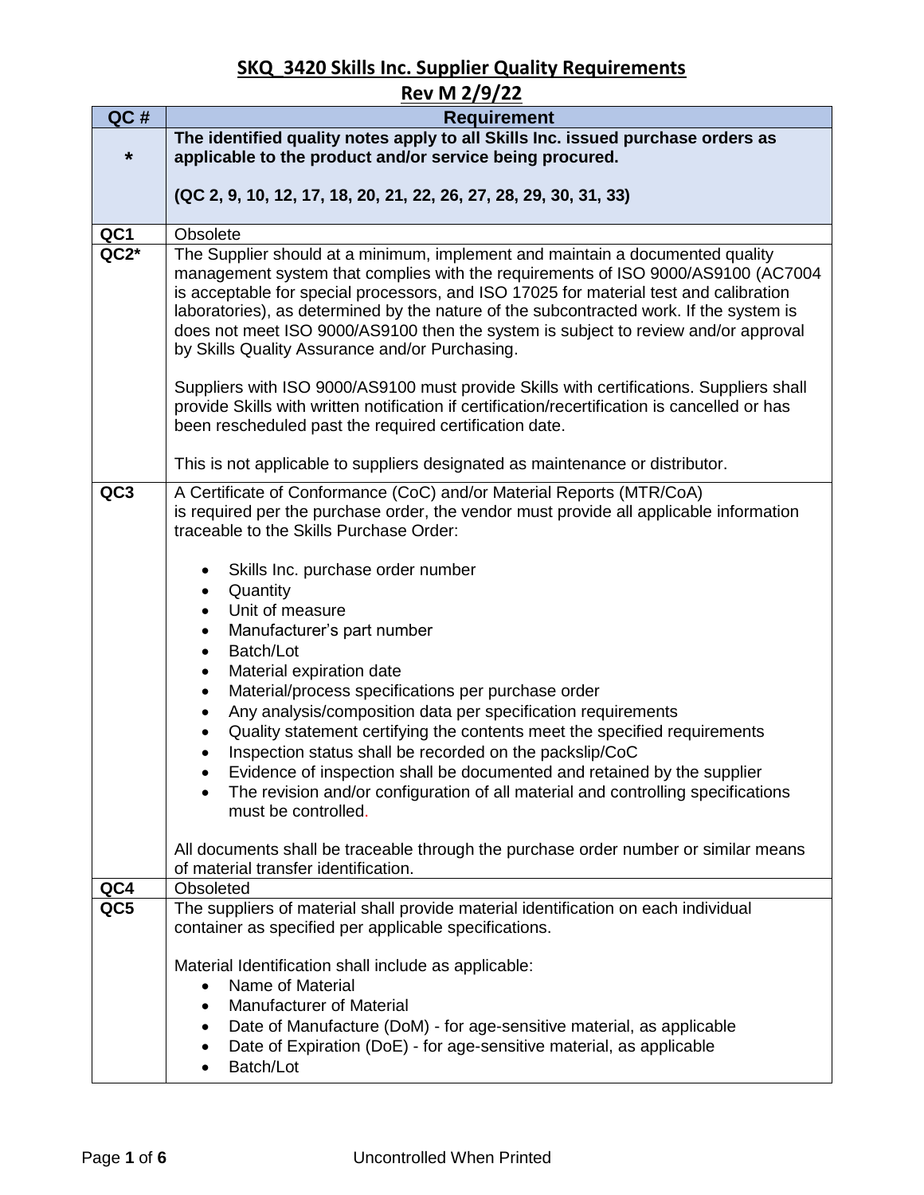# SKQ 3420 Skills Inc. Supplier Quality Requirements

## Rev M 2/9/22

| QC # | Requirement |
| --- | --- |
| * | **The identified quality notes apply to all Skills Inc. issued purchase orders as applicable to the product and/or service being procured.**<br><br>**(QC 2, 9, 10, 12, 17, 18, 20, 21, 22, 26, 27, 28, 29, 30, 31, 33)** |
| **QC1** | Obsolete |
| **QC2*** | The Supplier should at a minimum, implement and maintain a documented quality management system that complies with the requirements of ISO 9000/AS9100 (AC7004 is acceptable for special processors, and ISO 17025 for material test and calibration laboratories), as determined by the nature of the subcontracted work. If the system is does not meet ISO 9000/AS9100 then the system is subject to review and/or approval by Skills Quality Assurance and/or Purchasing.<br><br>Suppliers with ISO 9000/AS9100 must provide Skills with certifications. Suppliers shall provide Skills with written notification if certification/recertification is cancelled or has been rescheduled past the required certification date.<br><br>This is not applicable to suppliers designated as maintenance or distributor. |
| **QC3** | A Certificate of Conformance (CoC) and/or Material Reports (MTR/CoA) is required per the purchase order, the vendor must provide all applicable information traceable to the Skills Purchase Order:<br><br>• Skills Inc. purchase order number<br>• Quantity<br>• Unit of measure<br>• Manufacturer's part number<br>• Batch/Lot<br>• Material expiration date<br>• Material/process specifications per purchase order<br>• Any analysis/composition data per specification requirements<br>• Quality statement certifying the contents meet the specified requirements<br>• Inspection status shall be recorded on the packslip/CoC<br>• Evidence of inspection shall be documented and retained by the supplier<br>• The revision and/or configuration of all material and controlling specifications must be controlled.<br><br>All documents shall be traceable through the purchase order number or similar means of material transfer identification. |
| **QC4** | Obsoleted |
| **QC5** | The suppliers of material shall provide material identification on each individual container as specified per applicable specifications.<br><br>Material Identification shall include as applicable:<br>• Name of Material<br>• Manufacturer of Material<br>• Date of Manufacture (DoM) - for age-sensitive material, as applicable<br>• Date of Expiration (DoE) - for age-sensitive material, as applicable<br>• Batch/Lot |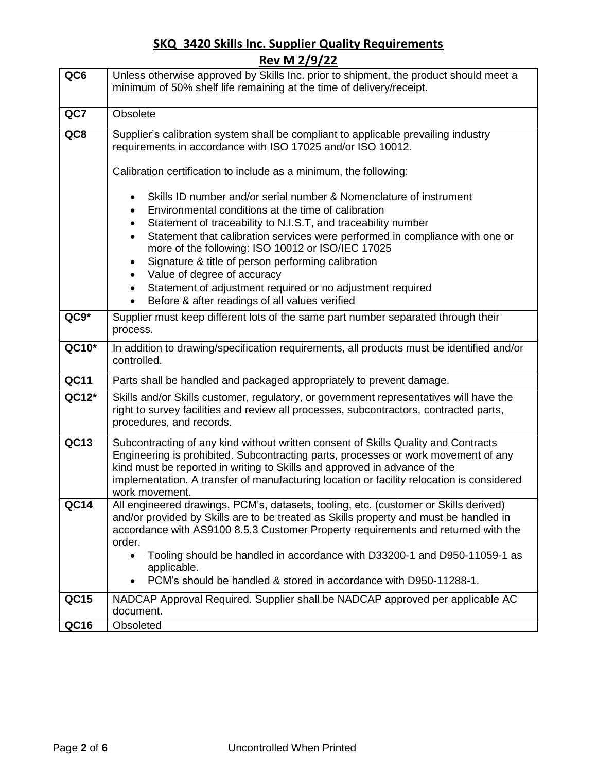| | |
|---|---|
| **QC6** | Unless otherwise approved by Skills Inc. prior to shipment, the product should meet a minimum of 50% shelf life remaining at the time of delivery/receipt. |
| **QC7** | Obsolete |
| **QC8** | Supplier's calibration system shall be compliant to applicable prevailing industry requirements in accordance with ISO 17025 and/or ISO 10012.<br><br>Calibration certification to include as a minimum, the following:<br><br>• Skills ID number and/or serial number & Nomenclature of instrument<br>• Environmental conditions at the time of calibration<br>• Statement of traceability to N.I.S.T, and traceability number<br>• Statement that calibration services were performed in compliance with one or more of the following: ISO 10012 or ISO/IEC 17025<br>• Signature & title of person performing calibration<br>• Value of degree of accuracy<br>• Statement of adjustment required or no adjustment required<br>• Before & after readings of all values verified |
| **QC9*** | Supplier must keep different lots of the same part number separated through their process. |
| **QC10*** | In addition to drawing/specification requirements, all products must be identified and/or controlled. |
| **QC11** | Parts shall be handled and packaged appropriately to prevent damage. |
| **QC12*** | Skills and/or Skills customer, regulatory, or government representatives will have the right to survey facilities and review all processes, subcontractors, contracted parts, procedures, and records. |
| **QC13** | Subcontracting of any kind without written consent of Skills Quality and Contracts Engineering is prohibited. Subcontracting parts, processes or work movement of any kind must be reported in writing to Skills and approved in advance of the implementation. A transfer of manufacturing location or facility relocation is considered work movement. |
| **QC14** | All engineered drawings, PCM's, datasets, tooling, etc. (customer or Skills derived) and/or provided by Skills are to be treated as Skills property and must be handled in accordance with AS9100 8.5.3 Customer Property requirements and returned with the order.<br>• Tooling should be handled in accordance with D33200-1 and D950-11059-1 as applicable.<br>• PCM's should be handled & stored in accordance with D950-11288-1. |
| **QC15** | NADCAP Approval Required. Supplier shall be NADCAP approved per applicable AC document. |
| **QC16** | Obsoleted |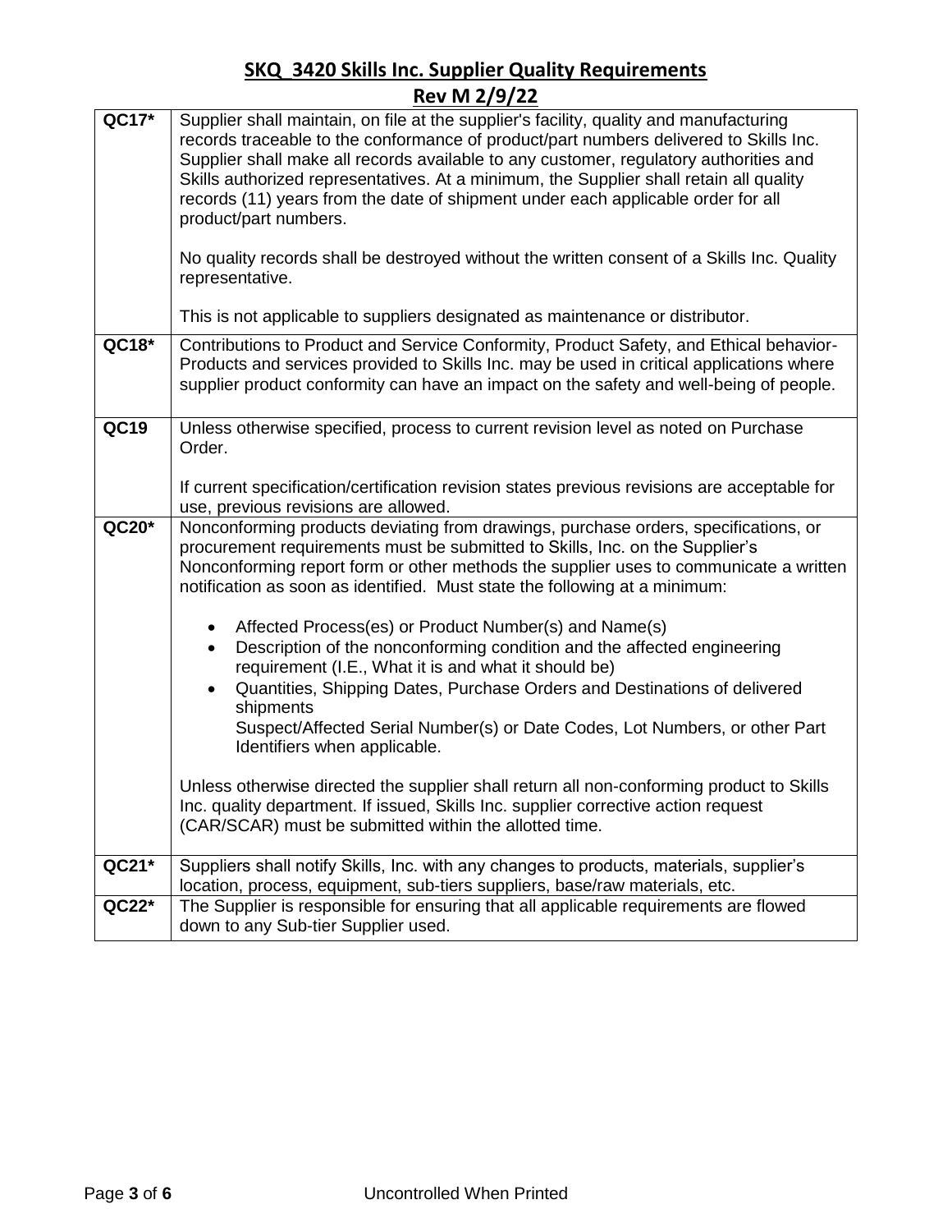| QC17* | Supplier shall maintain, on file at the supplier's facility, quality and manufacturing records traceable to the conformance of product/part numbers delivered to Skills Inc. Supplier shall make all records available to any customer, regulatory authorities and Skills authorized representatives. At a minimum, the Supplier shall retain all quality records (11) years from the date of shipment under each applicable order for all product/part numbers.<br><br>No quality records shall be destroyed without the written consent of a Skills Inc. Quality representative.<br><br>This is not applicable to suppliers designated as maintenance or distributor. |
|---|---|
| QC18* | Contributions to Product and Service Conformity, Product Safety, and Ethical behavior- Products and services provided to Skills Inc. may be used in critical applications where supplier product conformity can have an impact on the safety and well-being of people. |
| QC19 | Unless otherwise specified, process to current revision level as noted on Purchase Order.<br><br>If current specification/certification revision states previous revisions are acceptable for use, previous revisions are allowed. |
| QC20* | Nonconforming products deviating from drawings, purchase orders, specifications, or procurement requirements must be submitted to Skills, Inc. on the Supplier's Nonconforming report form or other methods the supplier uses to communicate a written notification as soon as identified. Must state the following at a minimum:<br><br>• Affected Process(es) or Product Number(s) and Name(s)<br>• Description of the nonconforming condition and the affected engineering requirement (I.E., What it is and what it should be)<br>• Quantities, Shipping Dates, Purchase Orders and Destinations of delivered shipments<br>Suspect/Affected Serial Number(s) or Date Codes, Lot Numbers, or other Part Identifiers when applicable.<br><br>Unless otherwise directed the supplier shall return all non-conforming product to Skills Inc. quality department. If issued, Skills Inc. supplier corrective action request (CAR/SCAR) must be submitted within the allotted time. |
| QC21* | Suppliers shall notify Skills, Inc. with any changes to products, materials, supplier's location, process, equipment, sub-tiers suppliers, base/raw materials, etc. |
| QC22* | The Supplier is responsible for ensuring that all applicable requirements are flowed down to any Sub-tier Supplier used. |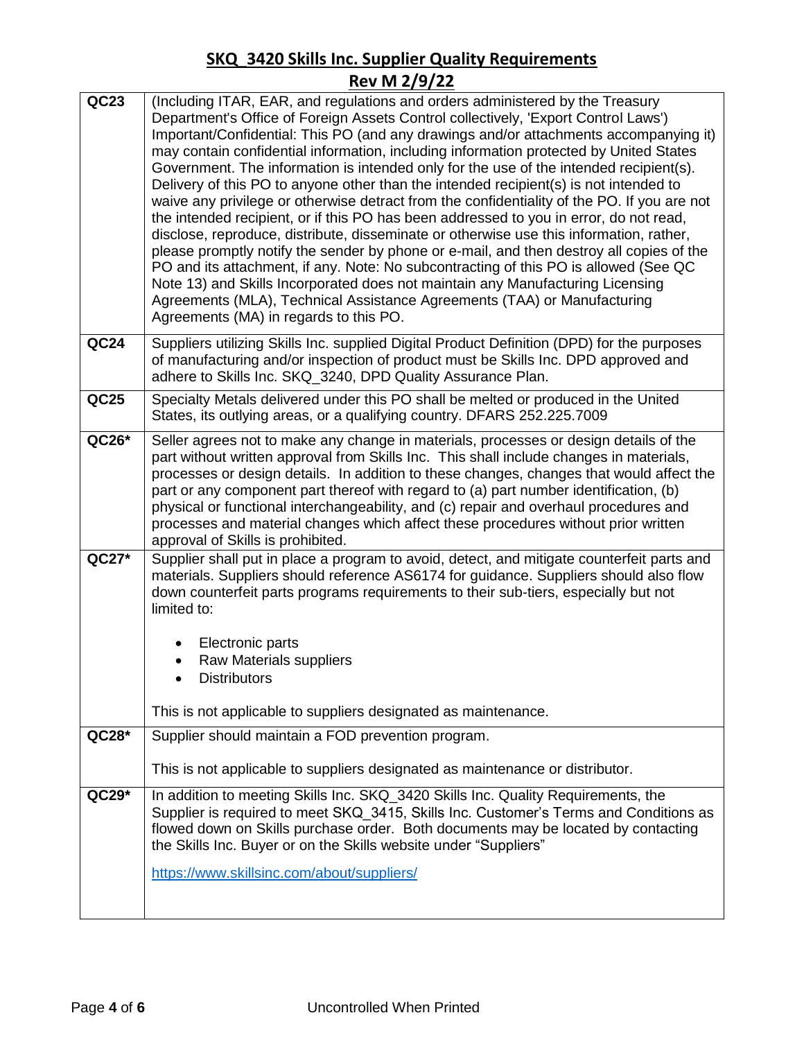| | |
|---|---|
| **QC23** | (Including ITAR, EAR, and regulations and orders administered by the Treasury Department's Office of Foreign Assets Control collectively, 'Export Control Laws') Important/Confidential: This PO (and any drawings and/or attachments accompanying it) may contain confidential information, including information protected by United States Government. The information is intended only for the use of the intended recipient(s). Delivery of this PO to anyone other than the intended recipient(s) is not intended to waive any privilege or otherwise detract from the confidentiality of the PO. If you are not the intended recipient, or if this PO has been addressed to you in error, do not read, disclose, reproduce, distribute, disseminate or otherwise use this information, rather, please promptly notify the sender by phone or e-mail, and then destroy all copies of the PO and its attachment, if any. Note: No subcontracting of this PO is allowed (See QC Note 13) and Skills Incorporated does not maintain any Manufacturing Licensing Agreements (MLA), Technical Assistance Agreements (TAA) or Manufacturing Agreements (MA) in regards to this PO. |
| **QC24** | Suppliers utilizing Skills Inc. supplied Digital Product Definition (DPD) for the purposes of manufacturing and/or inspection of product must be Skills Inc. DPD approved and adhere to Skills Inc. SKQ_3240, DPD Quality Assurance Plan. |
| **QC25** | Specialty Metals delivered under this PO shall be melted or produced in the United States, its outlying areas, or a qualifying country. DFARS 252.225.7009 |
| **QC26*** | Seller agrees not to make any change in materials, processes or design details of the part without written approval from Skills Inc. This shall include changes in materials, processes or design details. In addition to these changes, changes that would affect the part or any component part thereof with regard to (a) part number identification, (b) physical or functional interchangeability, and (c) repair and overhaul procedures and processes and material changes which affect these procedures without prior written approval of Skills is prohibited. |
| **QC27*** | Supplier shall put in place a program to avoid, detect, and mitigate counterfeit parts and materials. Suppliers should reference AS6174 for guidance. Suppliers should also flow down counterfeit parts programs requirements to their sub-tiers, especially but not limited to:<br><br>• Electronic parts<br>• Raw Materials suppliers<br>• Distributors<br><br>This is not applicable to suppliers designated as maintenance. |
| **QC28*** | Supplier should maintain a FOD prevention program.<br><br>This is not applicable to suppliers designated as maintenance or distributor. |
| **QC29*** | In addition to meeting Skills Inc. SKQ_3420 Skills Inc. Quality Requirements, the Supplier is required to meet SKQ_3415, Skills Inc. Customer's Terms and Conditions as flowed down on Skills purchase order. Both documents may be located by contacting the Skills Inc. Buyer or on the Skills website under "Suppliers"<br><br>https://www.skillsinc.com/about/suppliers/ |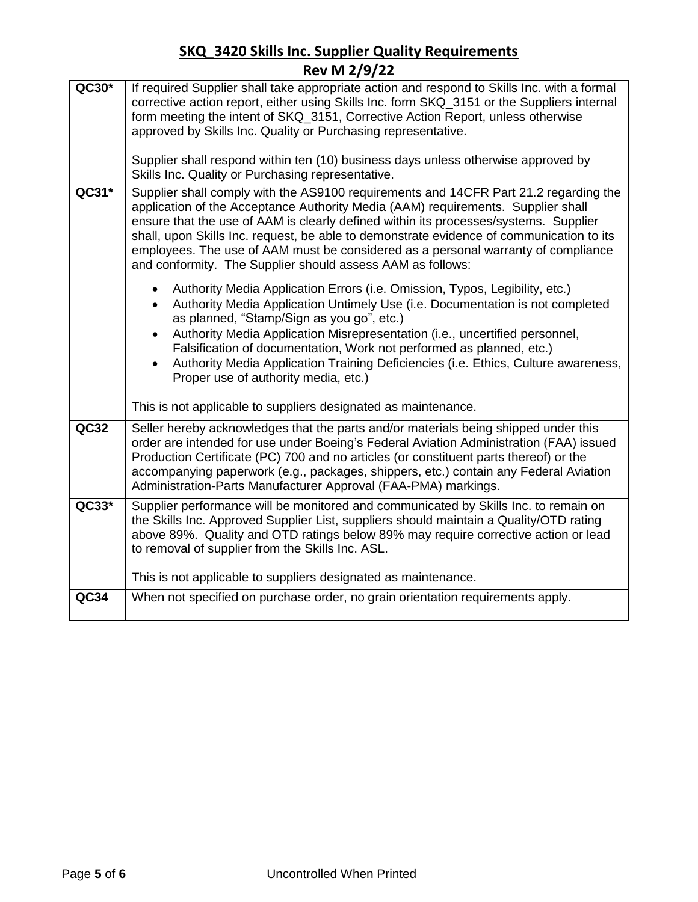## SKQ_3420 Skills Inc. Supplier Quality Requirements

## Rev M 2/9/22

| | |
|---|---|
| **QC30*** | If required Supplier shall take appropriate action and respond to Skills Inc. with a formal corrective action report, either using Skills Inc. form SKQ_3151 or the Suppliers internal form meeting the intent of SKQ_3151, Corrective Action Report, unless otherwise approved by Skills Inc. Quality or Purchasing representative.<br><br>Supplier shall respond within ten (10) business days unless otherwise approved by Skills Inc. Quality or Purchasing representative. |
| **QC31*** | Supplier shall comply with the AS9100 requirements and 14CFR Part 21.2 regarding the application of the Acceptance Authority Media (AAM) requirements. Supplier shall ensure that the use of AAM is clearly defined within its processes/systems. Supplier shall, upon Skills Inc. request, be able to demonstrate evidence of communication to its employees. The use of AAM must be considered as a personal warranty of compliance and conformity. The Supplier should assess AAM as follows:<br><br>• Authority Media Application Errors (i.e. Omission, Typos, Legibility, etc.)<br>• Authority Media Application Untimely Use (i.e. Documentation is not completed as planned, "Stamp/Sign as you go", etc.)<br>• Authority Media Application Misrepresentation (i.e., uncertified personnel, Falsification of documentation, Work not performed as planned, etc.)<br>• Authority Media Application Training Deficiencies (i.e. Ethics, Culture awareness, Proper use of authority media, etc.)<br><br>This is not applicable to suppliers designated as maintenance. |
| **QC32** | Seller hereby acknowledges that the parts and/or materials being shipped under this order are intended for use under Boeing's Federal Aviation Administration (FAA) issued Production Certificate (PC) 700 and no articles (or constituent parts thereof) or the accompanying paperwork (e.g., packages, shippers, etc.) contain any Federal Aviation Administration-Parts Manufacturer Approval (FAA-PMA) markings. |
| **QC33*** | Supplier performance will be monitored and communicated by Skills Inc. to remain on the Skills Inc. Approved Supplier List, suppliers should maintain a Quality/OTD rating above 89%. Quality and OTD ratings below 89% may require corrective action or lead to removal of supplier from the Skills Inc. ASL.<br><br>This is not applicable to suppliers designated as maintenance. |
| **QC34** | When not specified on purchase order, no grain orientation requirements apply. |

Uncontrolled When Printed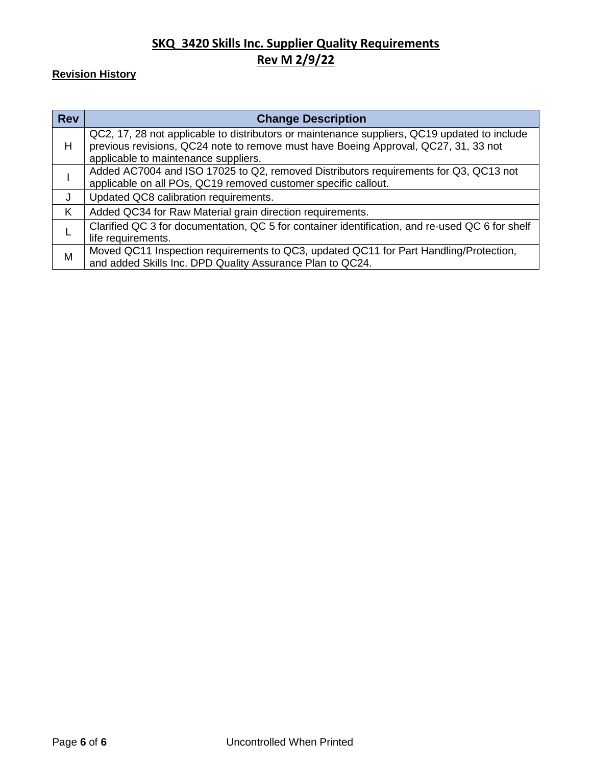# SKQ_3420 Skills Inc. Supplier Quality Requirements
# Rev M 2/9/22

**Revision History**

| Rev | Change Description |
|---|---|
| H | QC2, 17, 28 not applicable to distributors or maintenance suppliers, QC19 updated to include previous revisions, QC24 note to remove must have Boeing Approval, QC27, 31, 33 not applicable to maintenance suppliers. |
| I | Added AC7004 and ISO 17025 to Q2, removed Distributors requirements for Q3, QC13 not applicable on all POs, QC19 removed customer specific callout. |
| J | Updated QC8 calibration requirements. |
| K | Added QC34 for Raw Material grain direction requirements. |
| L | Clarified QC 3 for documentation, QC 5 for container identification, and re-used QC 6 for shelf life requirements. |
| M | Moved QC11 Inspection requirements to QC3, updated QC11 for Part Handling/Protection, and added Skills Inc. DPD Quality Assurance Plan to QC24. |

Uncontrolled When Printed